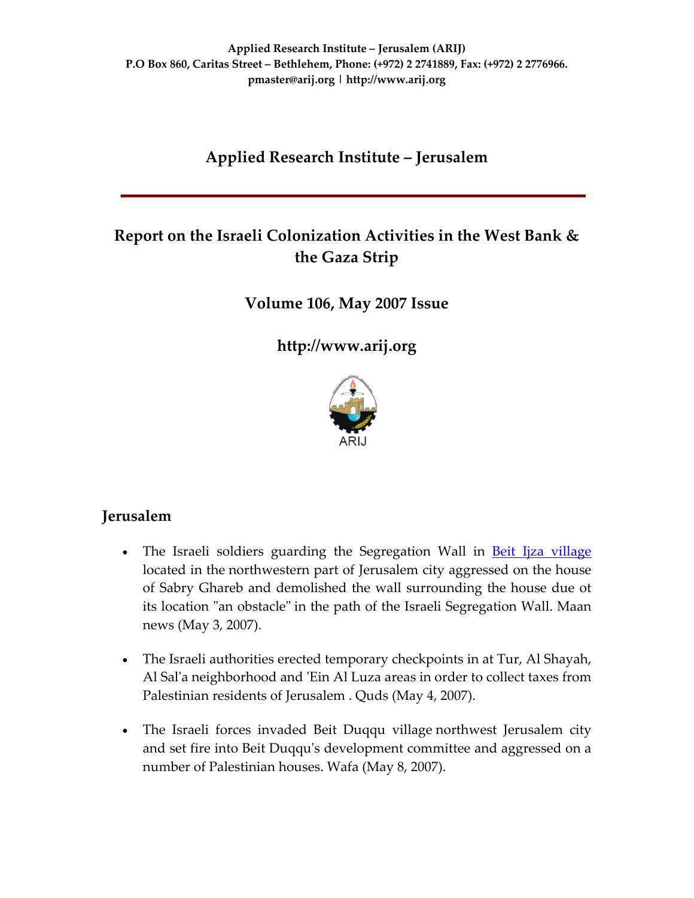Applied Research Institute – Jerusalem (ARIJ)
P.O Box 860, Caritas Street – Bethlehem, Phone: (+972) 2 2741889, Fax: (+972) 2 2776966.
pmaster@arij.org | http://www.arij.org

# Applied Research Institute – Jerusalem

## Report on the Israeli Colonization Activities in the West Bank & the Gaza Strip

### Volume 106, May 2007 Issue

### http://www.arij.org

ARIJ

## Jerusalem

- The Israeli soldiers guarding the Segregation Wall in Beit Ijza village located in the northwestern part of Jerusalem city aggressed on the house of Sabry Ghareb and demolished the wall surrounding the house due ot its location "an obstacle" in the path of the Israeli Segregation Wall. Maan news (May 3, 2007).

- The Israeli authorities erected temporary checkpoints in at Tur, Al Shayah, Al Sal'a neighborhood and 'Ein Al Luza areas in order to collect taxes from Palestinian residents of Jerusalem . Quds (May 4, 2007).

- The Israeli forces invaded Beit Duqqu village northwest Jerusalem city and set fire into Beit Duqqu's development committee and aggressed on a number of Palestinian houses. Wafa (May 8, 2007).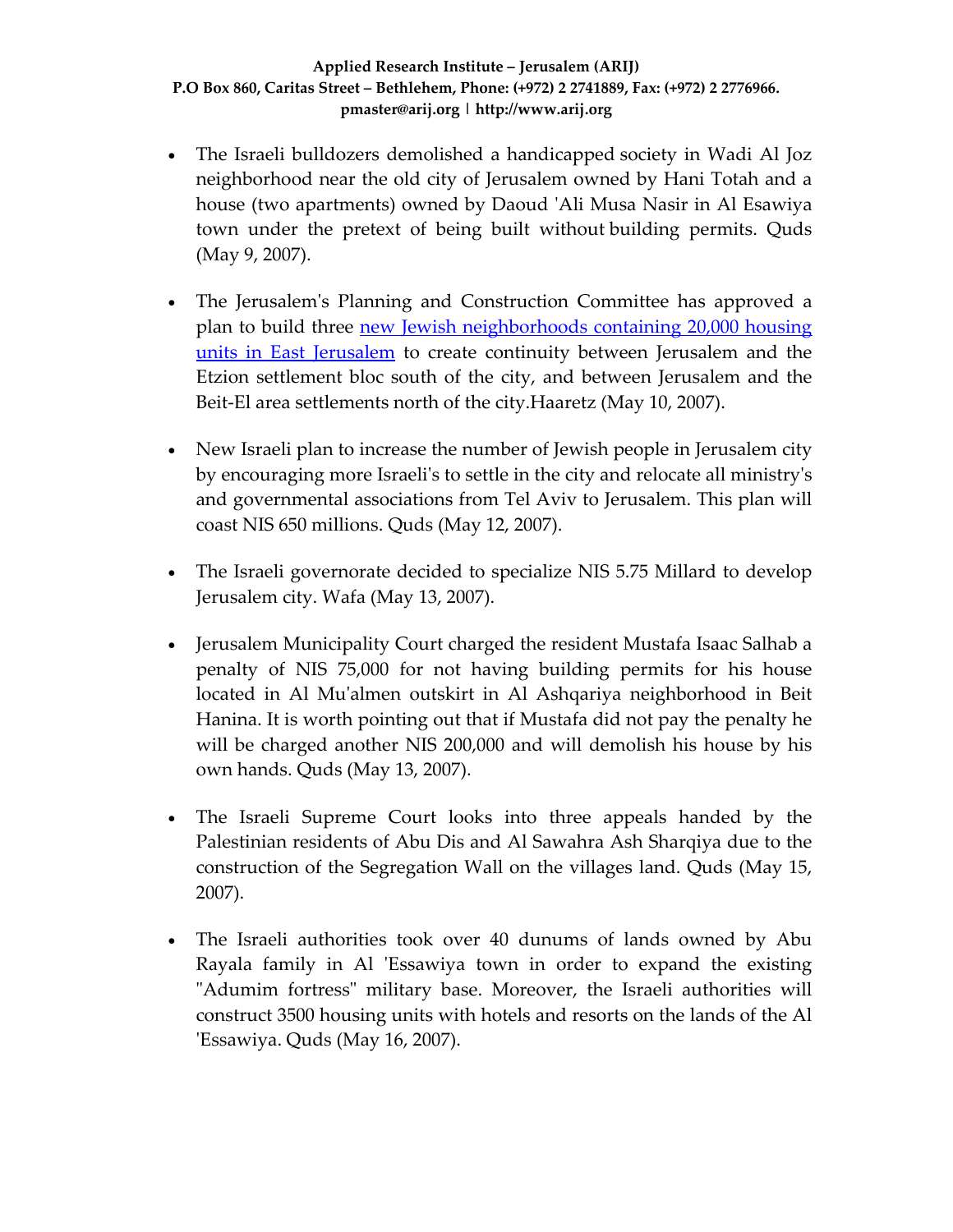- The Israeli bulldozers demolished a handicapped society in Wadi Al Joz neighborhood near the old city of Jerusalem owned by Hani Totah and a house (two apartments) owned by Daoud 'Ali Musa Nasir in Al Esawiya town under the pretext of being built without building permits. Quds (May 9, 2007).

- The Jerusalem's Planning and Construction Committee has approved a plan to build three new Jewish neighborhoods containing 20,000 housing units in East Jerusalem to create continuity between Jerusalem and the Etzion settlement bloc south of the city, and between Jerusalem and the Beit-El area settlements north of the city.Haaretz (May 10, 2007).

- New Israeli plan to increase the number of Jewish people in Jerusalem city by encouraging more Israeli's to settle in the city and relocate all ministry's and governmental associations from Tel Aviv to Jerusalem. This plan will coast NIS 650 millions. Quds (May 12, 2007).

- The Israeli governorate decided to specialize NIS 5.75 Millard to develop Jerusalem city. Wafa (May 13, 2007).

- Jerusalem Municipality Court charged the resident Mustafa Isaac Salhab a penalty of NIS 75,000 for not having building permits for his house located in Al Mu'almen outskirt in Al Ashqariya neighborhood in Beit Hanina. It is worth pointing out that if Mustafa did not pay the penalty he will be charged another NIS 200,000 and will demolish his house by his own hands. Quds (May 13, 2007).

- The Israeli Supreme Court looks into three appeals handed by the Palestinian residents of Abu Dis and Al Sawahra Ash Sharqiya due to the construction of the Segregation Wall on the villages land. Quds (May 15, 2007).

- The Israeli authorities took over 40 dunums of lands owned by Abu Rayala family in Al 'Essawiya town in order to expand the existing "Adumim fortress" military base. Moreover, the Israeli authorities will construct 3500 housing units with hotels and resorts on the lands of the Al 'Essawiya. Quds (May 16, 2007).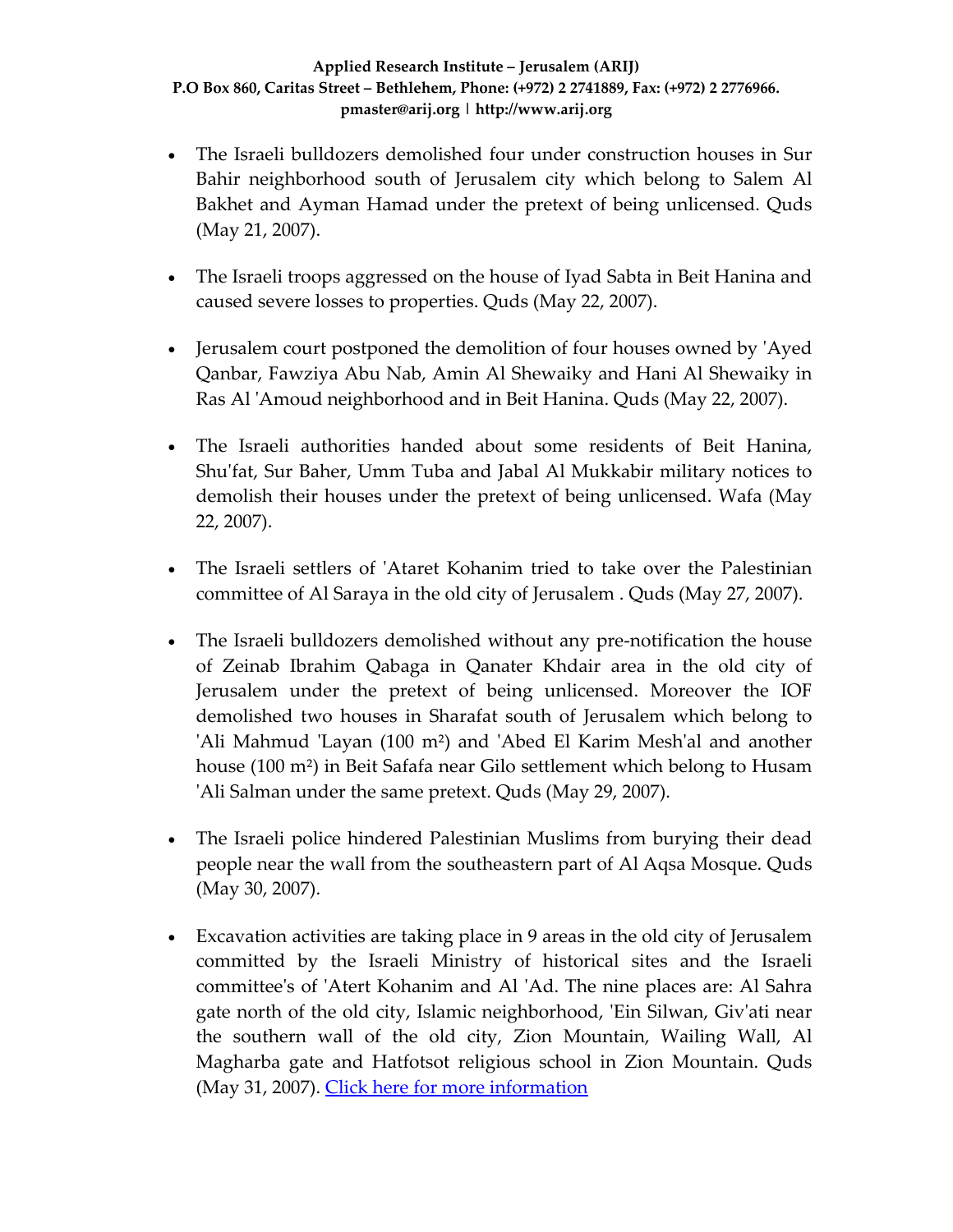- The Israeli bulldozers demolished four under construction houses in Sur Bahir neighborhood south of Jerusalem city which belong to Salem Al Bakhet and Ayman Hamad under the pretext of being unlicensed. Quds (May 21, 2007).

- The Israeli troops aggressed on the house of Iyad Sabta in Beit Hanina and caused severe losses to properties. Quds (May 22, 2007).

- Jerusalem court postponed the demolition of four houses owned by 'Ayed Qanbar, Fawziya Abu Nab, Amin Al Shewaiky and Hani Al Shewaiky in Ras Al 'Amoud neighborhood and in Beit Hanina. Quds (May 22, 2007).

- The Israeli authorities handed about some residents of Beit Hanina, Shu'fat, Sur Baher, Umm Tuba and Jabal Al Mukkabir military notices to demolish their houses under the pretext of being unlicensed. Wafa (May 22, 2007).

- The Israeli settlers of 'Ataret Kohanim tried to take over the Palestinian committee of Al Saraya in the old city of Jerusalem . Quds (May 27, 2007).

- The Israeli bulldozers demolished without any pre-notification the house of Zeinab Ibrahim Qabaga in Qanater Khdair area in the old city of Jerusalem under the pretext of being unlicensed. Moreover the IOF demolished two houses in Sharafat south of Jerusalem which belong to 'Ali Mahmud 'Layan (100 m²) and 'Abed El Karim Mesh'al and another house (100 m²) in Beit Safafa near Gilo settlement which belong to Husam 'Ali Salman under the same pretext. Quds (May 29, 2007).

- The Israeli police hindered Palestinian Muslims from burying their dead people near the wall from the southeastern part of Al Aqsa Mosque. Quds (May 30, 2007).

- Excavation activities are taking place in 9 areas in the old city of Jerusalem committed by the Israeli Ministry of historical sites and the Israeli committee's of 'Atert Kohanim and Al 'Ad. The nine places are: Al Sahra gate north of the old city, Islamic neighborhood, 'Ein Silwan, Giv'ati near the southern wall of the old city, Zion Mountain, Wailing Wall, Al Magharba gate and Hatfotsot religious school in Zion Mountain. Quds (May 31, 2007). [Click here for more information]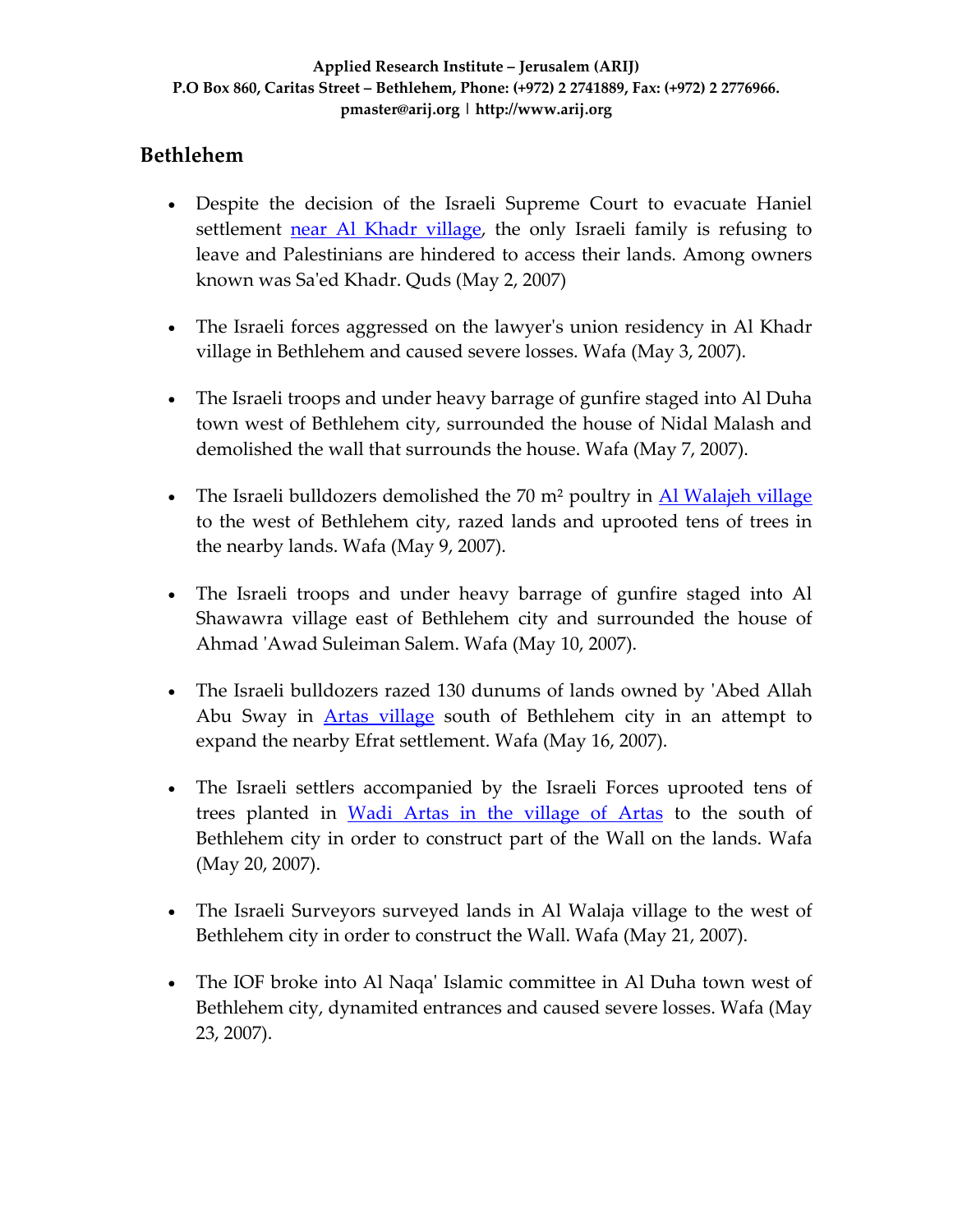## Bethlehem

- Despite the decision of the Israeli Supreme Court to evacuate Haniel settlement near Al Khadr village, the only Israeli family is refusing to leave and Palestinians are hindered to access their lands. Among owners known was Sa'ed Khadr. Quds (May 2, 2007)

- The Israeli forces aggressed on the lawyer's union residency in Al Khadr village in Bethlehem and caused severe losses. Wafa (May 3, 2007).

- The Israeli troops and under heavy barrage of gunfire staged into Al Duha town west of Bethlehem city, surrounded the house of Nidal Malash and demolished the wall that surrounds the house. Wafa (May 7, 2007).

- The Israeli bulldozers demolished the 70 m² poultry in Al Walajeh village to the west of Bethlehem city, razed lands and uprooted tens of trees in the nearby lands. Wafa (May 9, 2007).

- The Israeli troops and under heavy barrage of gunfire staged into Al Shawawra village east of Bethlehem city and surrounded the house of Ahmad 'Awad Suleiman Salem. Wafa (May 10, 2007).

- The Israeli bulldozers razed 130 dunums of lands owned by 'Abed Allah Abu Sway in Artas village south of Bethlehem city in an attempt to expand the nearby Efrat settlement. Wafa (May 16, 2007).

- The Israeli settlers accompanied by the Israeli Forces uprooted tens of trees planted in Wadi Artas in the village of Artas to the south of Bethlehem city in order to construct part of the Wall on the lands. Wafa (May 20, 2007).

- The Israeli Surveyors surveyed lands in Al Walaja village to the west of Bethlehem city in order to construct the Wall. Wafa (May 21, 2007).

- The IOF broke into Al Naqa' Islamic committee in Al Duha town west of Bethlehem city, dynamited entrances and caused severe losses. Wafa (May 23, 2007).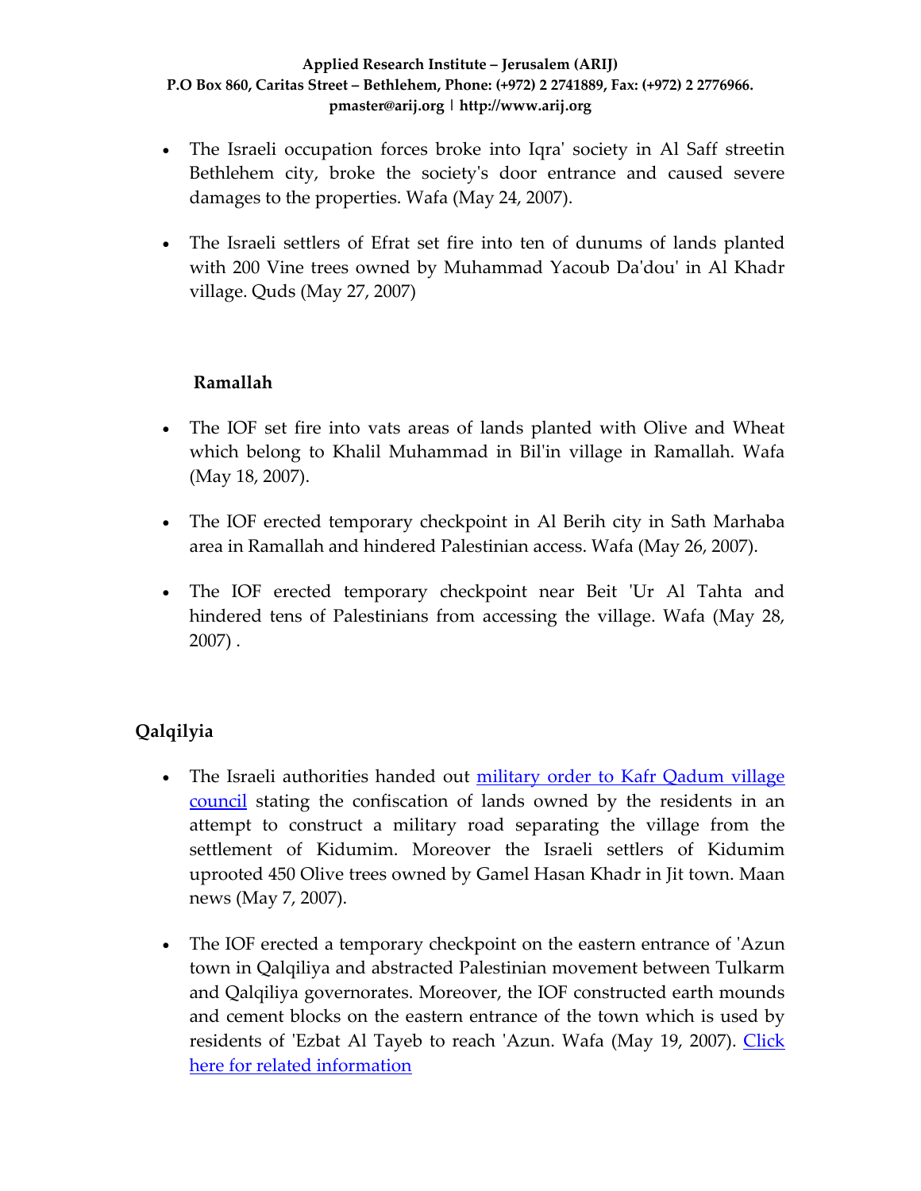- The Israeli occupation forces broke into Iqra' society in Al Saff streetin Bethlehem city, broke the society's door entrance and caused severe damages to the properties. Wafa (May 24, 2007).

- The Israeli settlers of Efrat set fire into ten of dunums of lands planted with 200 Vine trees owned by Muhammad Yacoub Da'dou' in Al Khadr village. Quds (May 27, 2007)

**Ramallah**

- The IOF set fire into vats areas of lands planted with Olive and Wheat which belong to Khalil Muhammad in Bil'in village in Ramallah. Wafa (May 18, 2007).

- The IOF erected temporary checkpoint in Al Berih city in Sath Marhaba area in Ramallah and hindered Palestinian access. Wafa (May 26, 2007).

- The IOF erected temporary checkpoint near Beit 'Ur Al Tahta and hindered tens of Palestinians from accessing the village. Wafa (May 28, 2007) .

**Qalqilyia**

- The Israeli authorities handed out [military order to Kafr Qadum village council]() stating the confiscation of lands owned by the residents in an attempt to construct a military road separating the village from the settlement of Kidumim. Moreover the Israeli settlers of Kidumim uprooted 450 Olive trees owned by Gamel Hasan Khadr in Jit town. Maan news (May 7, 2007).

- The IOF erected a temporary checkpoint on the eastern entrance of 'Azun town in Qalqiliya and abstracted Palestinian movement between Tulkarm and Qalqiliya governorates. Moreover, the IOF constructed earth mounds and cement blocks on the eastern entrance of the town which is used by residents of 'Ezbat Al Tayeb to reach 'Azun. Wafa (May 19, 2007). [Click here for related information]()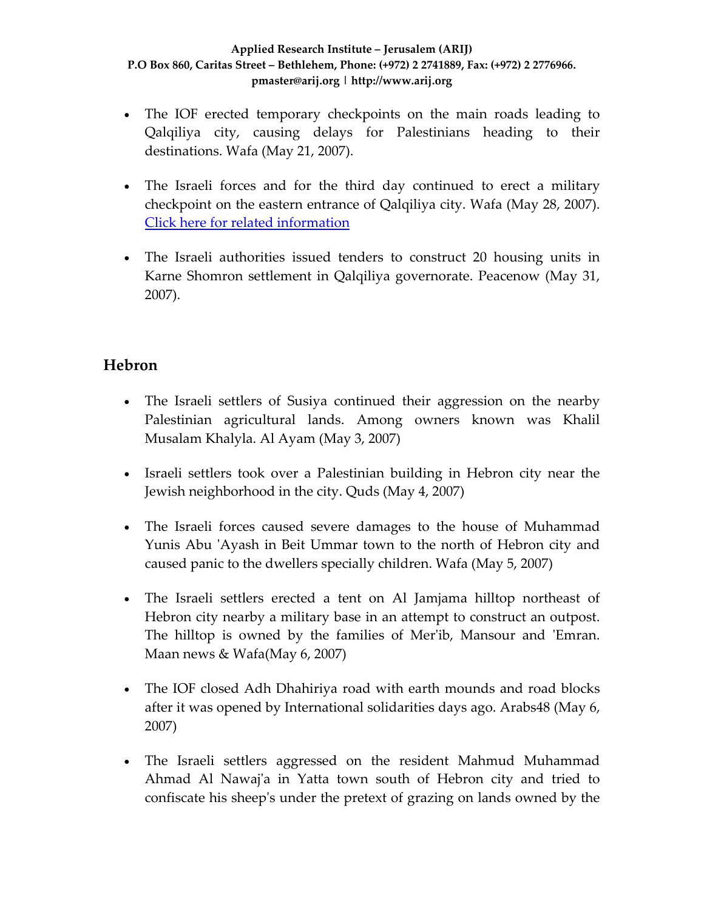- The IOF erected temporary checkpoints on the main roads leading to Qalqiliya city, causing delays for Palestinians heading to their destinations. Wafa (May 21, 2007).

- The Israeli forces and for the third day continued to erect a military checkpoint on the eastern entrance of Qalqiliya city. Wafa (May 28, 2007). Click here for related information

- The Israeli authorities issued tenders to construct 20 housing units in Karne Shomron settlement in Qalqiliya governorate. Peacenow (May 31, 2007).

## Hebron

- The Israeli settlers of Susiya continued their aggression on the nearby Palestinian agricultural lands. Among owners known was Khalil Musalam Khalyla. Al Ayam (May 3, 2007)

- Israeli settlers took over a Palestinian building in Hebron city near the Jewish neighborhood in the city. Quds (May 4, 2007)

- The Israeli forces caused severe damages to the house of Muhammad Yunis Abu 'Ayash in Beit Ummar town to the north of Hebron city and caused panic to the dwellers specially children. Wafa (May 5, 2007)

- The Israeli settlers erected a tent on Al Jamjama hilltop northeast of Hebron city nearby a military base in an attempt to construct an outpost. The hilltop is owned by the families of Mer'ib, Mansour and 'Emran. Maan news & Wafa(May 6, 2007)

- The IOF closed Adh Dhahiriya road with earth mounds and road blocks after it was opened by International solidarities days ago. Arabs48 (May 6, 2007)

- The Israeli settlers aggressed on the resident Mahmud Muhammad Ahmad Al Nawaj'a in Yatta town south of Hebron city and tried to confiscate his sheep's under the pretext of grazing on lands owned by the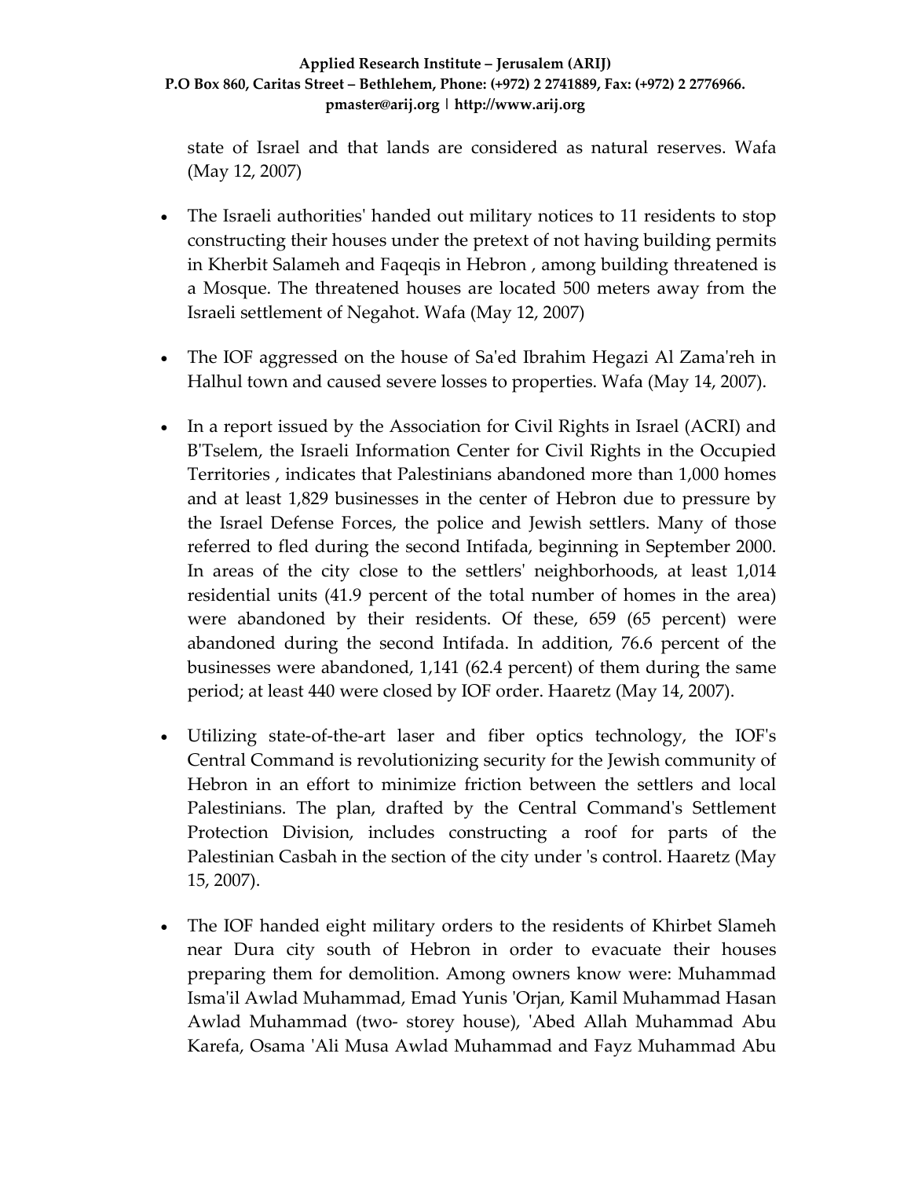state of Israel and that lands are considered as natural reserves. Wafa (May 12, 2007)

- The Israeli authorities' handed out military notices to 11 residents to stop constructing their houses under the pretext of not having building permits in Kherbit Salameh and Faqeqis in Hebron , among building threatened is a Mosque. The threatened houses are located 500 meters away from the Israeli settlement of Negahot. Wafa (May 12, 2007)

- The IOF aggressed on the house of Sa'ed Ibrahim Hegazi Al Zama'reh in Halhul town and caused severe losses to properties. Wafa (May 14, 2007).

- In a report issued by the Association for Civil Rights in Israel (ACRI) and B'Tselem, the Israeli Information Center for Civil Rights in the Occupied Territories , indicates that Palestinians abandoned more than 1,000 homes and at least 1,829 businesses in the center of Hebron due to pressure by the Israel Defense Forces, the police and Jewish settlers. Many of those referred to fled during the second Intifada, beginning in September 2000. In areas of the city close to the settlers' neighborhoods, at least 1,014 residential units (41.9 percent of the total number of homes in the area) were abandoned by their residents. Of these, 659 (65 percent) were abandoned during the second Intifada. In addition, 76.6 percent of the businesses were abandoned, 1,141 (62.4 percent) of them during the same period; at least 440 were closed by IOF order. Haaretz (May 14, 2007).

- Utilizing state-of-the-art laser and fiber optics technology, the IOF's Central Command is revolutionizing security for the Jewish community of Hebron in an effort to minimize friction between the settlers and local Palestinians. The plan, drafted by the Central Command's Settlement Protection Division, includes constructing a roof for parts of the Palestinian Casbah in the section of the city under 's control. Haaretz (May 15, 2007).

- The IOF handed eight military orders to the residents of Khirbet Slameh near Dura city south of Hebron in order to evacuate their houses preparing them for demolition. Among owners know were: Muhammad Isma'il Awlad Muhammad, Emad Yunis 'Orjan, Kamil Muhammad Hasan Awlad Muhammad (two- storey house), 'Abed Allah Muhammad Abu Karefa, Osama 'Ali Musa Awlad Muhammad and Fayz Muhammad Abu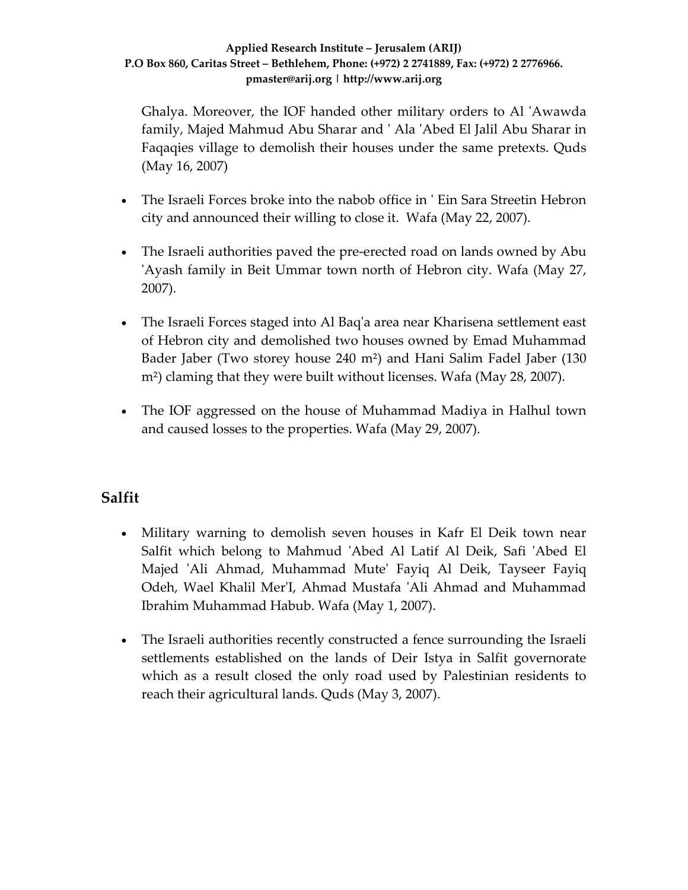Ghalya. Moreover, the IOF handed other military orders to Al 'Awawda family, Majed Mahmud Abu Sharar and ' Ala 'Abed El Jalil Abu Sharar in Faqaqies village to demolish their houses under the same pretexts. Quds (May 16, 2007)

- The Israeli Forces broke into the nabob office in ' Ein Sara Streetin Hebron city and announced their willing to close it. Wafa (May 22, 2007).
- The Israeli authorities paved the pre-erected road on lands owned by Abu 'Ayash family in Beit Ummar town north of Hebron city. Wafa (May 27, 2007).
- The Israeli Forces staged into Al Baq'a area near Kharisena settlement east of Hebron city and demolished two houses owned by Emad Muhammad Bader Jaber (Two storey house 240 $m^2$) and Hani Salim Fadel Jaber (130 $m^2$) claming that they were built without licenses. Wafa (May 28, 2007).
- The IOF aggressed on the house of Muhammad Madiya in Halhul town and caused losses to the properties. Wafa (May 29, 2007).

## Salfit

- Military warning to demolish seven houses in Kafr El Deik town near Salfit which belong to Mahmud 'Abed Al Latif Al Deik, Safi 'Abed El Majed 'Ali Ahmad, Muhammad Mute' Fayiq Al Deik, Tayseer Fayiq Odeh, Wael Khalil Mer'I, Ahmad Mustafa 'Ali Ahmad and Muhammad Ibrahim Muhammad Habub. Wafa (May 1, 2007).
- The Israeli authorities recently constructed a fence surrounding the Israeli settlements established on the lands of Deir Istya in Salfit governorate which as a result closed the only road used by Palestinian residents to reach their agricultural lands. Quds (May 3, 2007).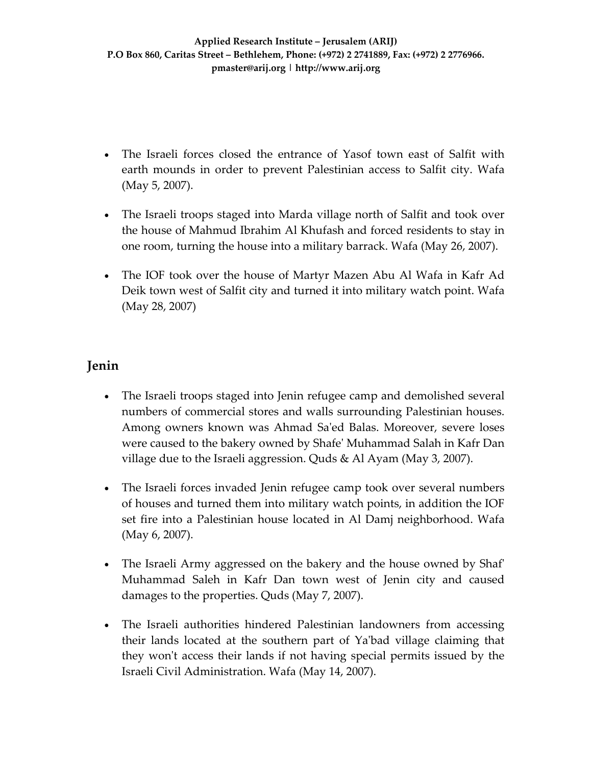- The Israeli forces closed the entrance of Yasof town east of Salfit with earth mounds in order to prevent Palestinian access to Salfit city. Wafa (May 5, 2007).

- The Israeli troops staged into Marda village north of Salfit and took over the house of Mahmud Ibrahim Al Khufash and forced residents to stay in one room, turning the house into a military barrack. Wafa (May 26, 2007).

- The IOF took over the house of Martyr Mazen Abu Al Wafa in Kafr Ad Deik town west of Salfit city and turned it into military watch point. Wafa (May 28, 2007)

## Jenin

- The Israeli troops staged into Jenin refugee camp and demolished several numbers of commercial stores and walls surrounding Palestinian houses. Among owners known was Ahmad Sa'ed Balas. Moreover, severe loses were caused to the bakery owned by Shafe' Muhammad Salah in Kafr Dan village due to the Israeli aggression. Quds & Al Ayam (May 3, 2007).

- The Israeli forces invaded Jenin refugee camp took over several numbers of houses and turned them into military watch points, in addition the IOF set fire into a Palestinian house located in Al Damj neighborhood. Wafa (May 6, 2007).

- The Israeli Army aggressed on the bakery and the house owned by Shaf' Muhammad Saleh in Kafr Dan town west of Jenin city and caused damages to the properties. Quds (May 7, 2007).

- The Israeli authorities hindered Palestinian landowners from accessing their lands located at the southern part of Ya'bad village claiming that they won't access their lands if not having special permits issued by the Israeli Civil Administration. Wafa (May 14, 2007).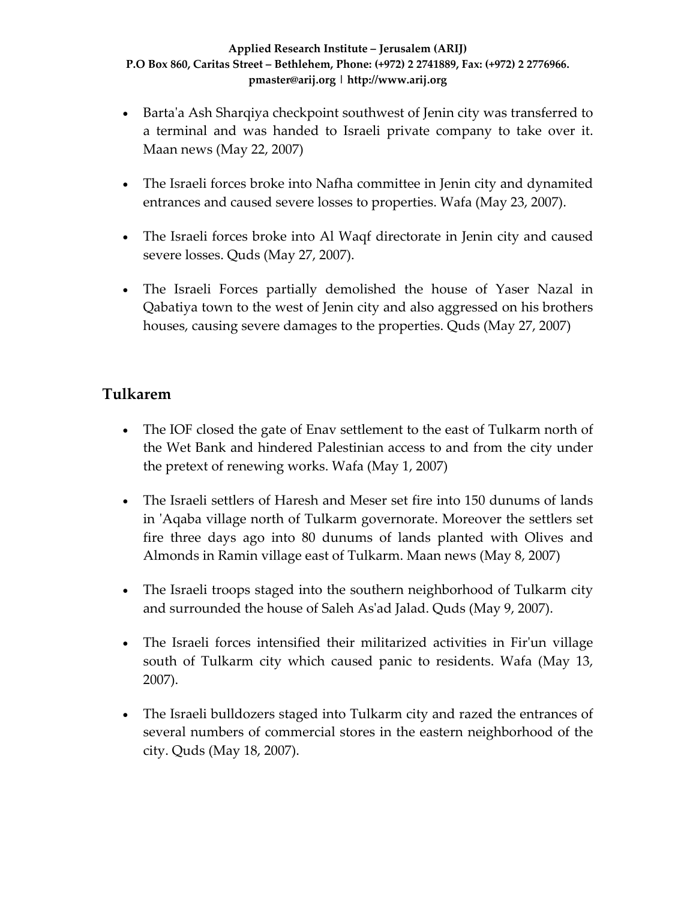- Barta'a Ash Sharqiya checkpoint southwest of Jenin city was transferred to a terminal and was handed to Israeli private company to take over it. Maan news (May 22, 2007)

- The Israeli forces broke into Nafha committee in Jenin city and dynamited entrances and caused severe losses to properties. Wafa (May 23, 2007).

- The Israeli forces broke into Al Waqf directorate in Jenin city and caused severe losses. Quds (May 27, 2007).

- The Israeli Forces partially demolished the house of Yaser Nazal in Qabatiya town to the west of Jenin city and also aggressed on his brothers houses, causing severe damages to the properties. Quds (May 27, 2007)

## Tulkarem

- The IOF closed the gate of Enav settlement to the east of Tulkarm north of the Wet Bank and hindered Palestinian access to and from the city under the pretext of renewing works. Wafa (May 1, 2007)

- The Israeli settlers of Haresh and Meser set fire into 150 dunums of lands in 'Aqaba village north of Tulkarm governorate. Moreover the settlers set fire three days ago into 80 dunums of lands planted with Olives and Almonds in Ramin village east of Tulkarm. Maan news (May 8, 2007)

- The Israeli troops staged into the southern neighborhood of Tulkarm city and surrounded the house of Saleh As'ad Jalad. Quds (May 9, 2007).

- The Israeli forces intensified their militarized activities in Fir'un village south of Tulkarm city which caused panic to residents. Wafa (May 13, 2007).

- The Israeli bulldozers staged into Tulkarm city and razed the entrances of several numbers of commercial stores in the eastern neighborhood of the city. Quds (May 18, 2007).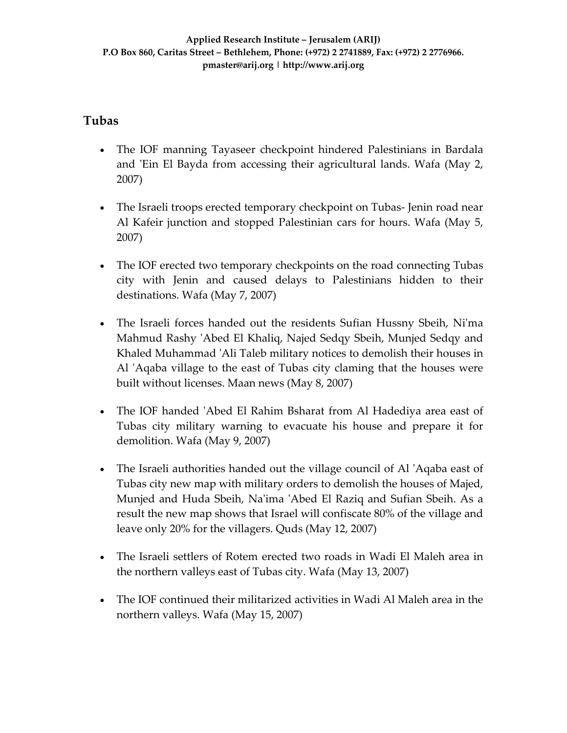## Tubas

- The IOF manning Tayaseer checkpoint hindered Palestinians in Bardala and 'Ein El Bayda from accessing their agricultural lands. Wafa (May 2, 2007)

- The Israeli troops erected temporary checkpoint on Tubas- Jenin road near Al Kafeir junction and stopped Palestinian cars for hours. Wafa (May 5, 2007)

- The IOF erected two temporary checkpoints on the road connecting Tubas city with Jenin and caused delays to Palestinians hidden to their destinations. Wafa (May 7, 2007)

- The Israeli forces handed out the residents Sufian Hussny Sbeih, Ni'ma Mahmud Rashy 'Abed El Khaliq, Najed Sedqy Sbeih, Munjed Sedqy and Khaled Muhammad 'Ali Taleb military notices to demolish their houses in Al 'Aqaba village to the east of Tubas city claming that the houses were built without licenses. Maan news (May 8, 2007)

- The IOF handed 'Abed El Rahim Bsharat from Al Hadediya area east of Tubas city military warning to evacuate his house and prepare it for demolition. Wafa (May 9, 2007)

- The Israeli authorities handed out the village council of Al 'Aqaba east of Tubas city new map with military orders to demolish the houses of Majed, Munjed and Huda Sbeih, Na'ima 'Abed El Raziq and Sufian Sbeih. As a result the new map shows that Israel will confiscate 80% of the village and leave only 20% for the villagers. Quds (May 12, 2007)

- The Israeli settlers of Rotem erected two roads in Wadi El Maleh area in the northern valleys east of Tubas city. Wafa (May 13, 2007)

- The IOF continued their militarized activities in Wadi Al Maleh area in the northern valleys. Wafa (May 15, 2007)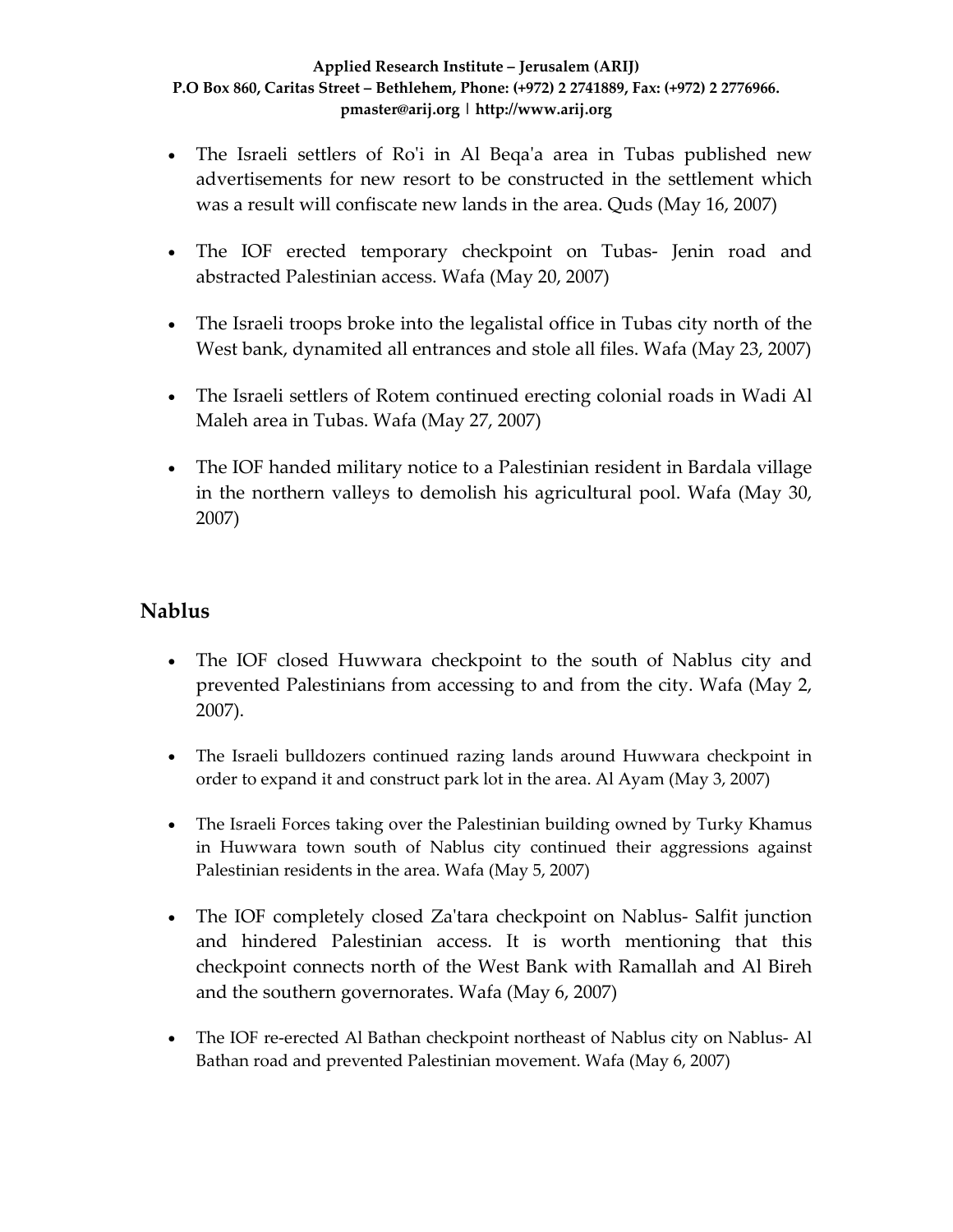- The Israeli settlers of Ro'i in Al Beqa'a area in Tubas published new advertisements for new resort to be constructed in the settlement which was a result will confiscate new lands in the area. Quds (May 16, 2007)

- The IOF erected temporary checkpoint on Tubas- Jenin road and abstracted Palestinian access. Wafa (May 20, 2007)

- The Israeli troops broke into the legalistal office in Tubas city north of the West bank, dynamited all entrances and stole all files. Wafa (May 23, 2007)

- The Israeli settlers of Rotem continued erecting colonial roads in Wadi Al Maleh area in Tubas. Wafa (May 27, 2007)

- The IOF handed military notice to a Palestinian resident in Bardala village in the northern valleys to demolish his agricultural pool. Wafa (May 30, 2007)

## Nablus

- The IOF closed Huwwara checkpoint to the south of Nablus city and prevented Palestinians from accessing to and from the city. Wafa (May 2, 2007).

- The Israeli bulldozers continued razing lands around Huwwara checkpoint in order to expand it and construct park lot in the area. Al Ayam (May 3, 2007)

- The Israeli Forces taking over the Palestinian building owned by Turky Khamus in Huwwara town south of Nablus city continued their aggressions against Palestinian residents in the area. Wafa (May 5, 2007)

- The IOF completely closed Za'tara checkpoint on Nablus- Salfit junction and hindered Palestinian access. It is worth mentioning that this checkpoint connects north of the West Bank with Ramallah and Al Bireh and the southern governorates. Wafa (May 6, 2007)

- The IOF re-erected Al Bathan checkpoint northeast of Nablus city on Nablus- Al Bathan road and prevented Palestinian movement. Wafa (May 6, 2007)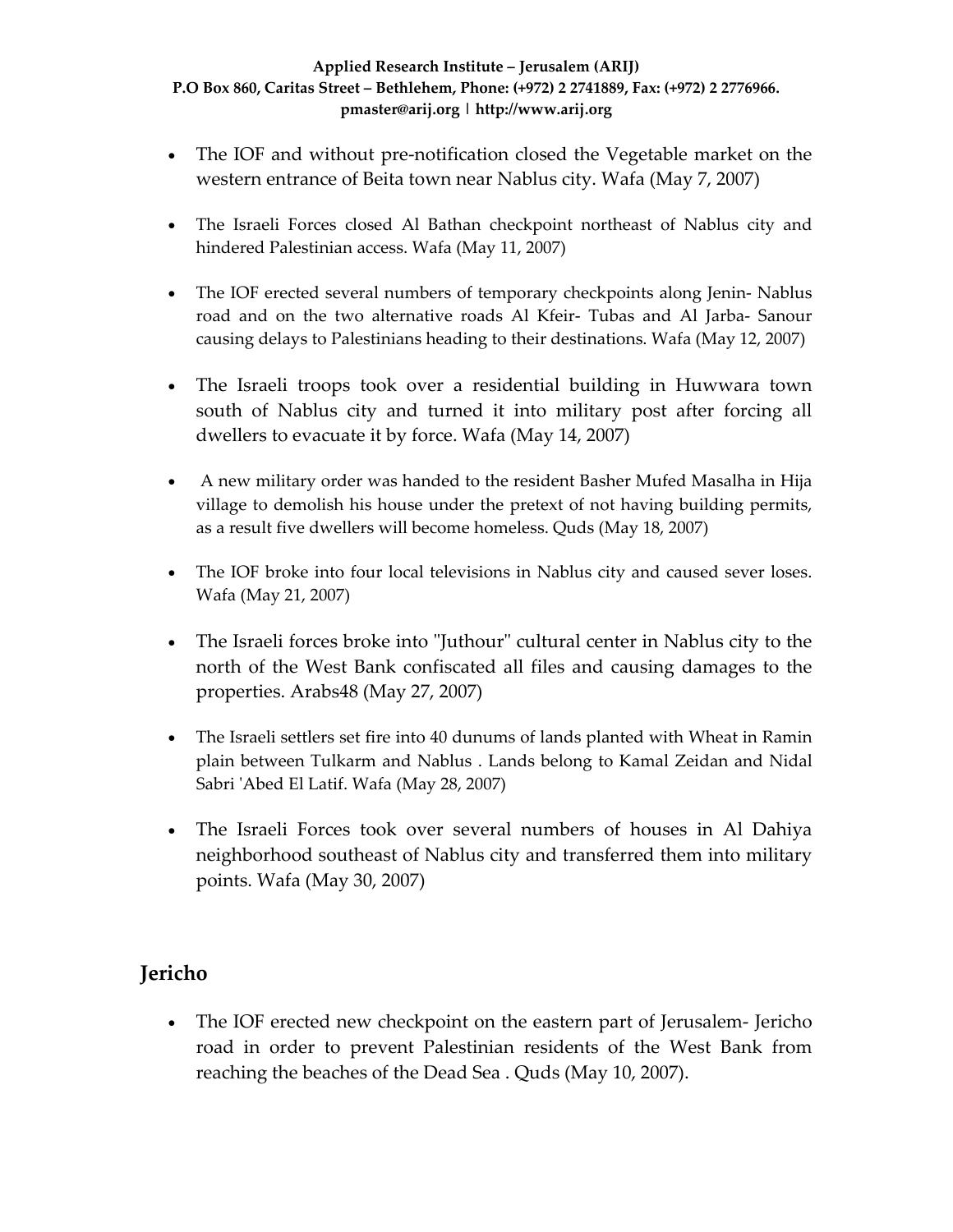- The IOF and without pre-notification closed the Vegetable market on the western entrance of Beita town near Nablus city. Wafa (May 7, 2007)

- The Israeli Forces closed Al Bathan checkpoint northeast of Nablus city and hindered Palestinian access. Wafa (May 11, 2007)

- The IOF erected several numbers of temporary checkpoints along Jenin- Nablus road and on the two alternative roads Al Kfeir- Tubas and Al Jarba- Sanour causing delays to Palestinians heading to their destinations. Wafa (May 12, 2007)

- The Israeli troops took over a residential building in Huwwara town south of Nablus city and turned it into military post after forcing all dwellers to evacuate it by force. Wafa (May 14, 2007)

- A new military order was handed to the resident Basher Mufed Masalha in Hija village to demolish his house under the pretext of not having building permits, as a result five dwellers will become homeless. Quds (May 18, 2007)

- The IOF broke into four local televisions in Nablus city and caused sever loses. Wafa (May 21, 2007)

- The Israeli forces broke into "Juthour" cultural center in Nablus city to the north of the West Bank confiscated all files and causing damages to the properties. Arabs48 (May 27, 2007)

- The Israeli settlers set fire into 40 dunums of lands planted with Wheat in Ramin plain between Tulkarm and Nablus . Lands belong to Kamal Zeidan and Nidal Sabri 'Abed El Latif. Wafa (May 28, 2007)

- The Israeli Forces took over several numbers of houses in Al Dahiya neighborhood southeast of Nablus city and transferred them into military points. Wafa (May 30, 2007)

## Jericho

- The IOF erected new checkpoint on the eastern part of Jerusalem- Jericho road in order to prevent Palestinian residents of the West Bank from reaching the beaches of the Dead Sea . Quds (May 10, 2007).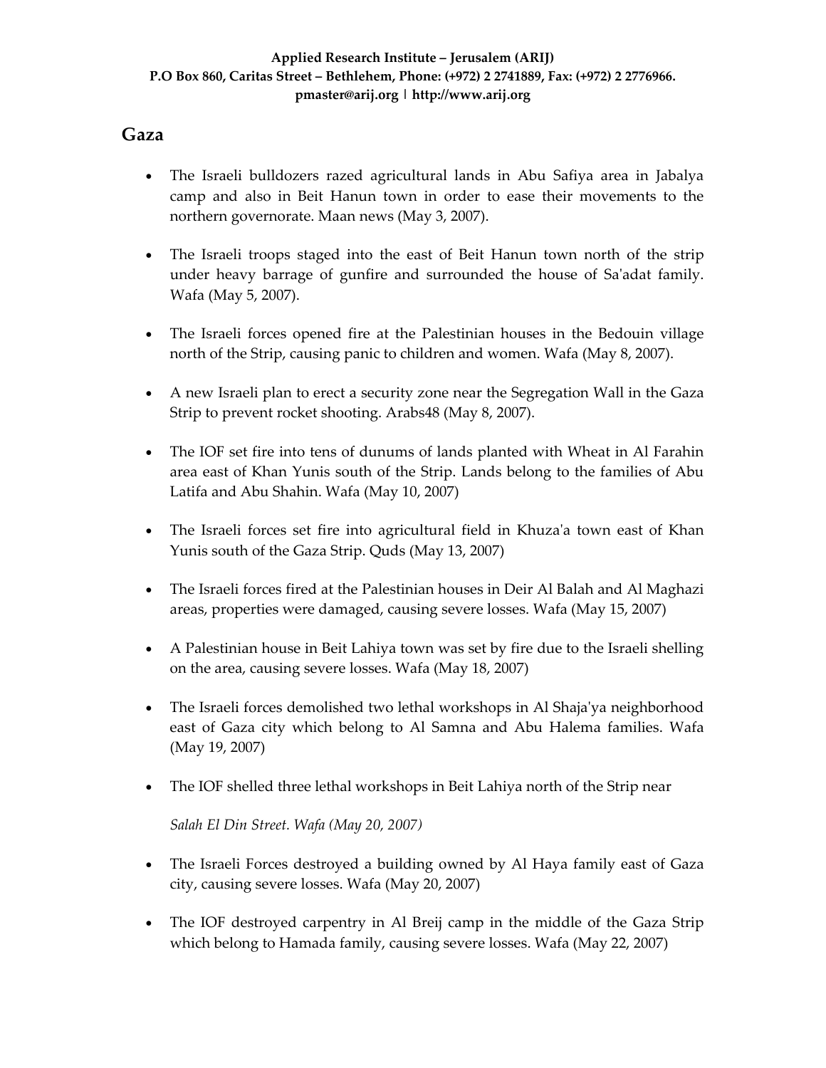## Gaza

- The Israeli bulldozers razed agricultural lands in Abu Safiya area in Jabalya camp and also in Beit Hanun town in order to ease their movements to the northern governorate. Maan news (May 3, 2007).

- The Israeli troops staged into the east of Beit Hanun town north of the strip under heavy barrage of gunfire and surrounded the house of Sa'adat family. Wafa (May 5, 2007).

- The Israeli forces opened fire at the Palestinian houses in the Bedouin village north of the Strip, causing panic to children and women. Wafa (May 8, 2007).

- A new Israeli plan to erect a security zone near the Segregation Wall in the Gaza Strip to prevent rocket shooting. Arabs48 (May 8, 2007).

- The IOF set fire into tens of dunums of lands planted with Wheat in Al Farahin area east of Khan Yunis south of the Strip. Lands belong to the families of Abu Latifa and Abu Shahin. Wafa (May 10, 2007)

- The Israeli forces set fire into agricultural field in Khuza'a town east of Khan Yunis south of the Gaza Strip. Quds (May 13, 2007)

- The Israeli forces fired at the Palestinian houses in Deir Al Balah and Al Maghazi areas, properties were damaged, causing severe losses. Wafa (May 15, 2007)

- A Palestinian house in Beit Lahiya town was set by fire due to the Israeli shelling on the area, causing severe losses. Wafa (May 18, 2007)

- The Israeli forces demolished two lethal workshops in Al Shaja'ya neighborhood east of Gaza city which belong to Al Samna and Abu Halema families. Wafa (May 19, 2007)

- The IOF shelled three lethal workshops in Beit Lahiya north of the Strip near

  *Salah El Din Street. Wafa (May 20, 2007)*

- The Israeli Forces destroyed a building owned by Al Haya family east of Gaza city, causing severe losses. Wafa (May 20, 2007)

- The IOF destroyed carpentry in Al Breij camp in the middle of the Gaza Strip which belong to Hamada family, causing severe losses. Wafa (May 22, 2007)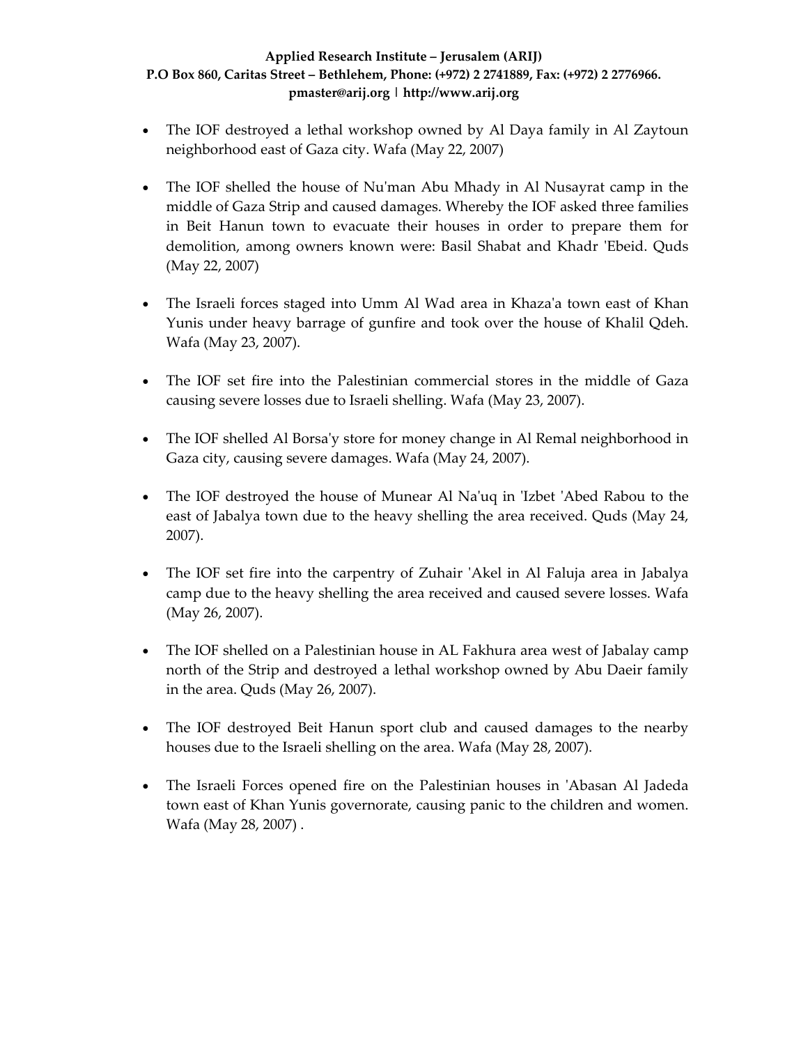- The IOF destroyed a lethal workshop owned by Al Daya family in Al Zaytoun neighborhood east of Gaza city. Wafa (May 22, 2007)

- The IOF shelled the house of Nu'man Abu Mhady in Al Nusayrat camp in the middle of Gaza Strip and caused damages. Whereby the IOF asked three families in Beit Hanun town to evacuate their houses in order to prepare them for demolition, among owners known were: Basil Shabat and Khadr 'Ebeid. Quds (May 22, 2007)

- The Israeli forces staged into Umm Al Wad area in Khaza'a town east of Khan Yunis under heavy barrage of gunfire and took over the house of Khalil Qdeh. Wafa (May 23, 2007).

- The IOF set fire into the Palestinian commercial stores in the middle of Gaza causing severe losses due to Israeli shelling. Wafa (May 23, 2007).

- The IOF shelled Al Borsa'y store for money change in Al Remal neighborhood in Gaza city, causing severe damages. Wafa (May 24, 2007).

- The IOF destroyed the house of Munear Al Na'uq in 'Izbet 'Abed Rabou to the east of Jabalya town due to the heavy shelling the area received. Quds (May 24, 2007).

- The IOF set fire into the carpentry of Zuhair 'Akel in Al Faluja area in Jabalya camp due to the heavy shelling the area received and caused severe losses. Wafa (May 26, 2007).

- The IOF shelled on a Palestinian house in AL Fakhura area west of Jabalay camp north of the Strip and destroyed a lethal workshop owned by Abu Daeir family in the area. Quds (May 26, 2007).

- The IOF destroyed Beit Hanun sport club and caused damages to the nearby houses due to the Israeli shelling on the area. Wafa (May 28, 2007).

- The Israeli Forces opened fire on the Palestinian houses in 'Abasan Al Jadeda town east of Khan Yunis governorate, causing panic to the children and women. Wafa (May 28, 2007) .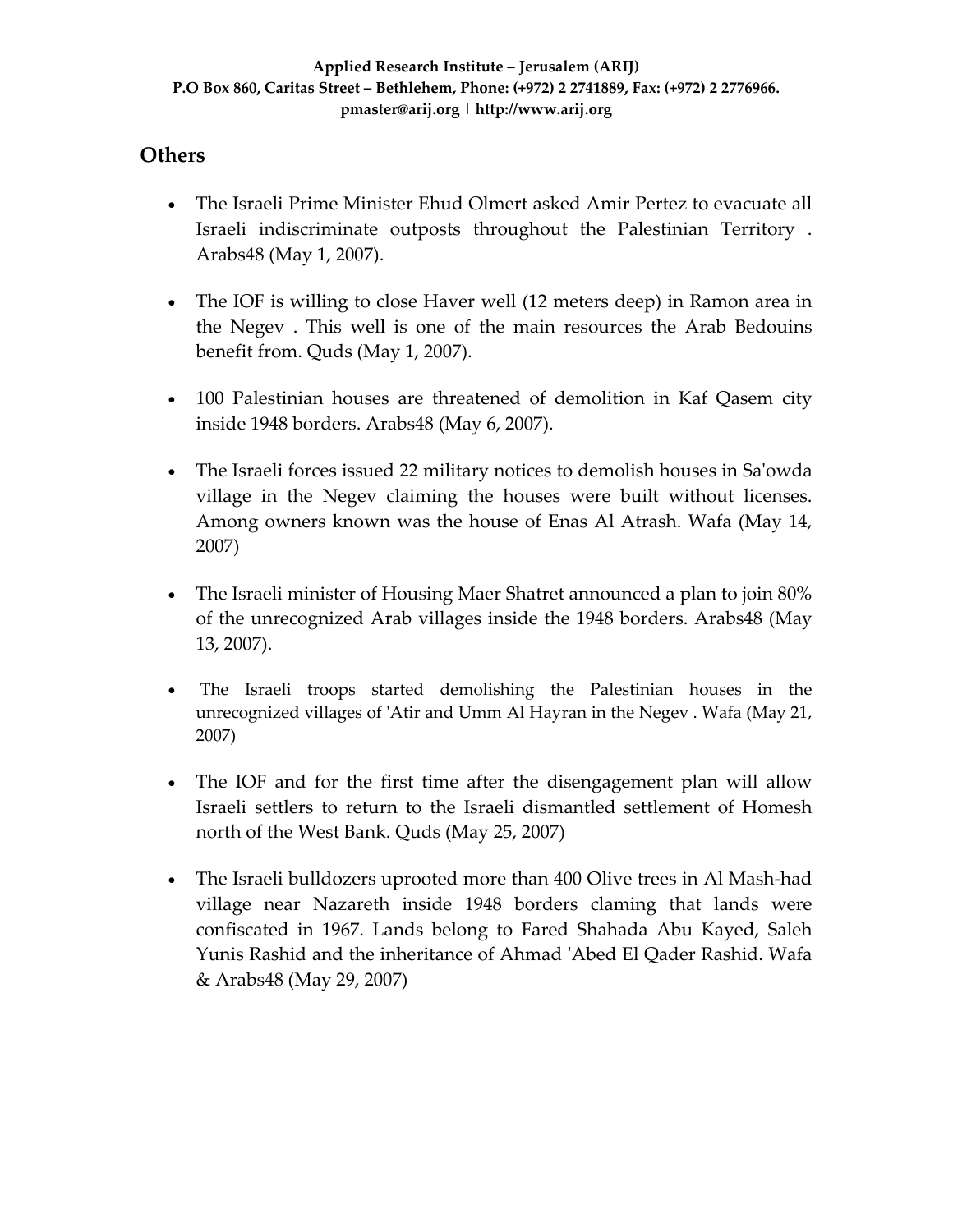## Others

- The Israeli Prime Minister Ehud Olmert asked Amir Pertez to evacuate all Israeli indiscriminate outposts throughout the Palestinian Territory . Arabs48 (May 1, 2007).
- The IOF is willing to close Haver well (12 meters deep) in Ramon area in the Negev . This well is one of the main resources the Arab Bedouins benefit from. Quds (May 1, 2007).
- 100 Palestinian houses are threatened of demolition in Kaf Qasem city inside 1948 borders. Arabs48 (May 6, 2007).
- The Israeli forces issued 22 military notices to demolish houses in Sa'owda village in the Negev claiming the houses were built without licenses. Among owners known was the house of Enas Al Atrash. Wafa (May 14, 2007)
- The Israeli minister of Housing Maer Shatret announced a plan to join 80% of the unrecognized Arab villages inside the 1948 borders. Arabs48 (May 13, 2007).
- The Israeli troops started demolishing the Palestinian houses in the unrecognized villages of 'Atir and Umm Al Hayran in the Negev . Wafa (May 21, 2007)
- The IOF and for the first time after the disengagement plan will allow Israeli settlers to return to the Israeli dismantled settlement of Homesh north of the West Bank. Quds (May 25, 2007)
- The Israeli bulldozers uprooted more than 400 Olive trees in Al Mash-had village near Nazareth inside 1948 borders claming that lands were confiscated in 1967. Lands belong to Fared Shahada Abu Kayed, Saleh Yunis Rashid and the inheritance of Ahmad 'Abed El Qader Rashid. Wafa & Arabs48 (May 29, 2007)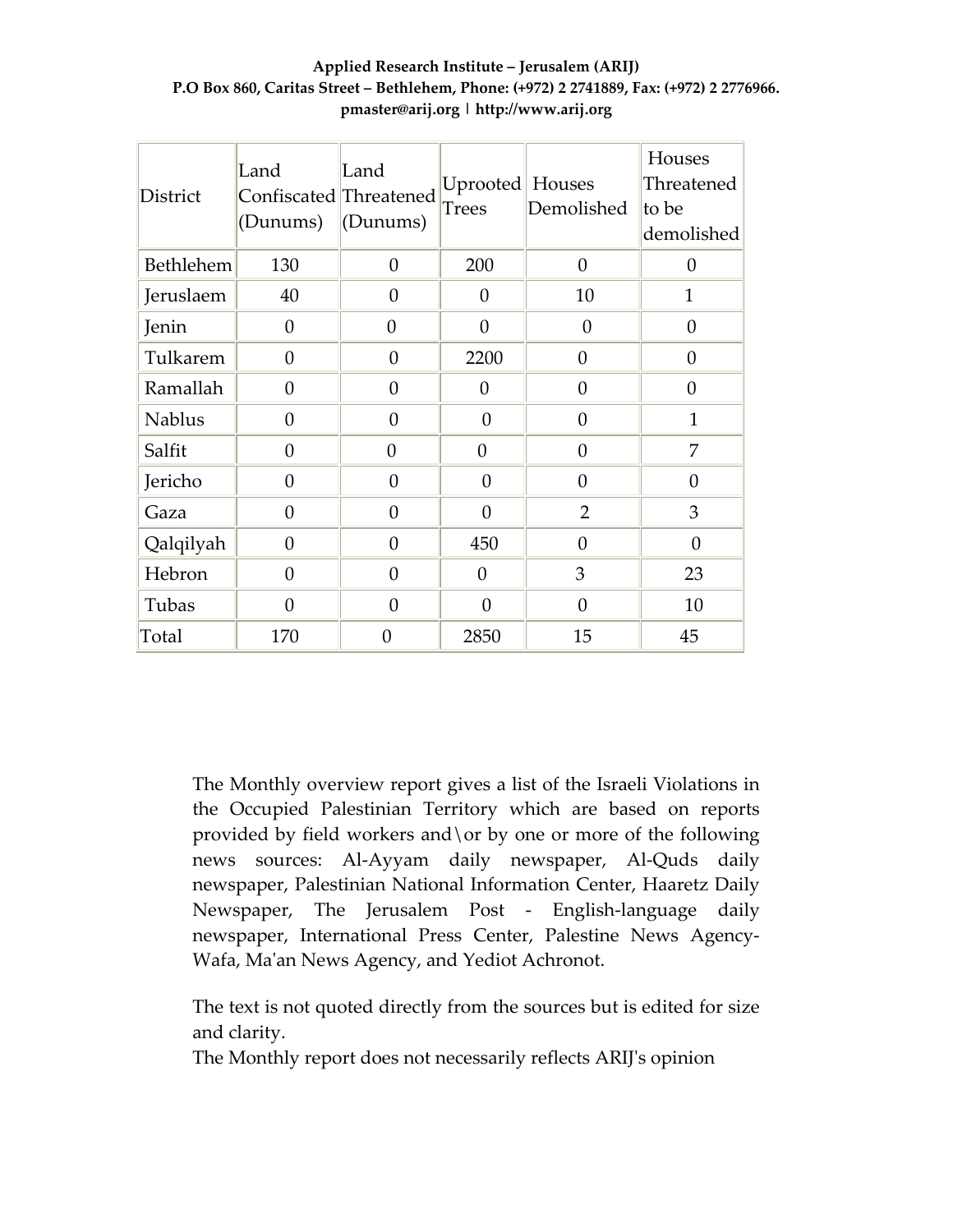| District | Land Confiscated (Dunums) | Land Threatened (Dunums) | Uprooted Trees | Houses Demolished | Houses Threatened to be demolished |
|---|---|---|---|---|---|
| Bethlehem | 130 | 0 | 200 | 0 | 0 |
| Jeruslaem | 40 | 0 | 0 | 10 | 1 |
| Jenin | 0 | 0 | 0 | 0 | 0 |
| Tulkarem | 0 | 0 | 2200 | 0 | 0 |
| Ramallah | 0 | 0 | 0 | 0 | 0 |
| Nablus | 0 | 0 | 0 | 0 | 1 |
| Salfit | 0 | 0 | 0 | 0 | 7 |
| Jericho | 0 | 0 | 0 | 0 | 0 |
| Gaza | 0 | 0 | 0 | 2 | 3 |
| Qalqilyah | 0 | 0 | 450 | 0 | 0 |
| Hebron | 0 | 0 | 0 | 3 | 23 |
| Tubas | 0 | 0 | 0 | 0 | 10 |
| Total | 170 | 0 | 2850 | 15 | 45 |

The Monthly overview report gives a list of the Israeli Violations in the Occupied Palestinian Territory which are based on reports provided by field workers and\or by one or more of the following news sources: Al-Ayyam daily newspaper, Al-Quds daily newspaper, Palestinian National Information Center, Haaretz Daily Newspaper, The Jerusalem Post - English-language daily newspaper, International Press Center, Palestine News Agency-Wafa, Ma'an News Agency, and Yediot Achronot.

The text is not quoted directly from the sources but is edited for size and clarity.

The Monthly report does not necessarily reflects ARIJ's opinion